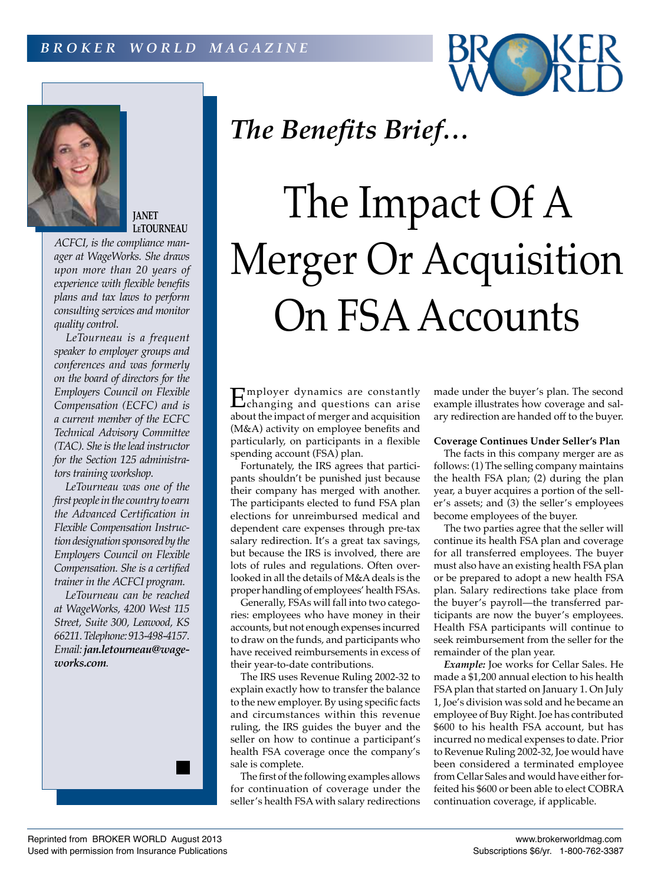*The Benefits Brief…*

# The Impact Of A Merger Or Acquisition On FSA Accounts

**JANET LETOURNEAU**

*ACFCI, is the compliance manager at WageWorks. She draws upon more than 20 years of experience with flexible benefits plans and tax laws to perform consulting services and monitor quality control.*

*LeTourneau is a frequent speaker to employer groups and conferences and was formerly on the board of directors for the Employers Council on Flexible Compensation (ECFC) and is a current member of the ECFC Technical Advisory Committee (TAC). She is the lead instructor for the Section 125 administrators training workshop.*

*LeTourneau was one of the first people in the country to earn the Advanced Certification in Flexible Compensation Instruction designation sponsored by the Employers Council on Flexible Compensation. She is a certified trainer in the ACFCI program.*

*LeTourneau can be reached at WageWorks, 4200 West 115 Street, Suite 300, Leawood, KS 66211. Telephone: 913-498-4157. Email:* ***jan.letourneau@wageworks.com****.*

Employer dynamics are constantly changing and questions can arise about the impact of merger and acquisition (M&A) activity on employee benefits and particularly, on participants in a flexible spending account (FSA) plan.

Fortunately, the IRS agrees that participants shouldn't be punished just because their company has merged with another. The participants elected to fund FSA plan elections for unreimbursed medical and dependent care expenses through pre-tax salary redirection. It's a great tax savings, but because the IRS is involved, there are lots of rules and regulations. Often overlooked in all the details of M&A deals is the proper handling of employees' health FSAs.

Generally, FSAs will fall into two categories: employees who have money in their accounts, but not enough expenses incurred to draw on the funds, and participants who have received reimbursements in excess of their year-to-date contributions.

The IRS uses Revenue Ruling 2002-32 to explain exactly how to transfer the balance to the new employer. By using specific facts and circumstances within this revenue ruling, the IRS guides the buyer and the seller on how to continue a participant's health FSA coverage once the company's sale is complete.

The first of the following examples allows for continuation of coverage under the seller's health FSA with salary redirections made under the buyer's plan. The second example illustrates how coverage and salary redirection are handed off to the buyer.

**Coverage Continues Under Seller's Plan**

The facts in this company merger are as follows: (1) The selling company maintains the health FSA plan; (2) during the plan year, a buyer acquires a portion of the seller's assets; and (3) the seller's employees become employees of the buyer.

The two parties agree that the seller will continue its health FSA plan and coverage for all transferred employees. The buyer must also have an existing health FSA plan or be prepared to adopt a new health FSA plan. Salary redirections take place from the buyer's payroll—the transferred participants are now the buyer's employees. Health FSA participants will continue to seek reimbursement from the seller for the remainder of the plan year.

***Example:*** Joe works for Cellar Sales. He made a $1,200 annual election to his health FSA plan that started on January 1. On July 1, Joe's division was sold and he became an employee of Buy Right. Joe has contributed $600 to his health FSA account, but has incurred no medical expenses to date. Prior to Revenue Ruling 2002-32, Joe would have been considered a terminated employee from Cellar Sales and would have either forfeited his $600 or been able to elect COBRA continuation coverage, if applicable.

Reprinted from BROKER WORLD August 2013
Used with permission from Insurance Publications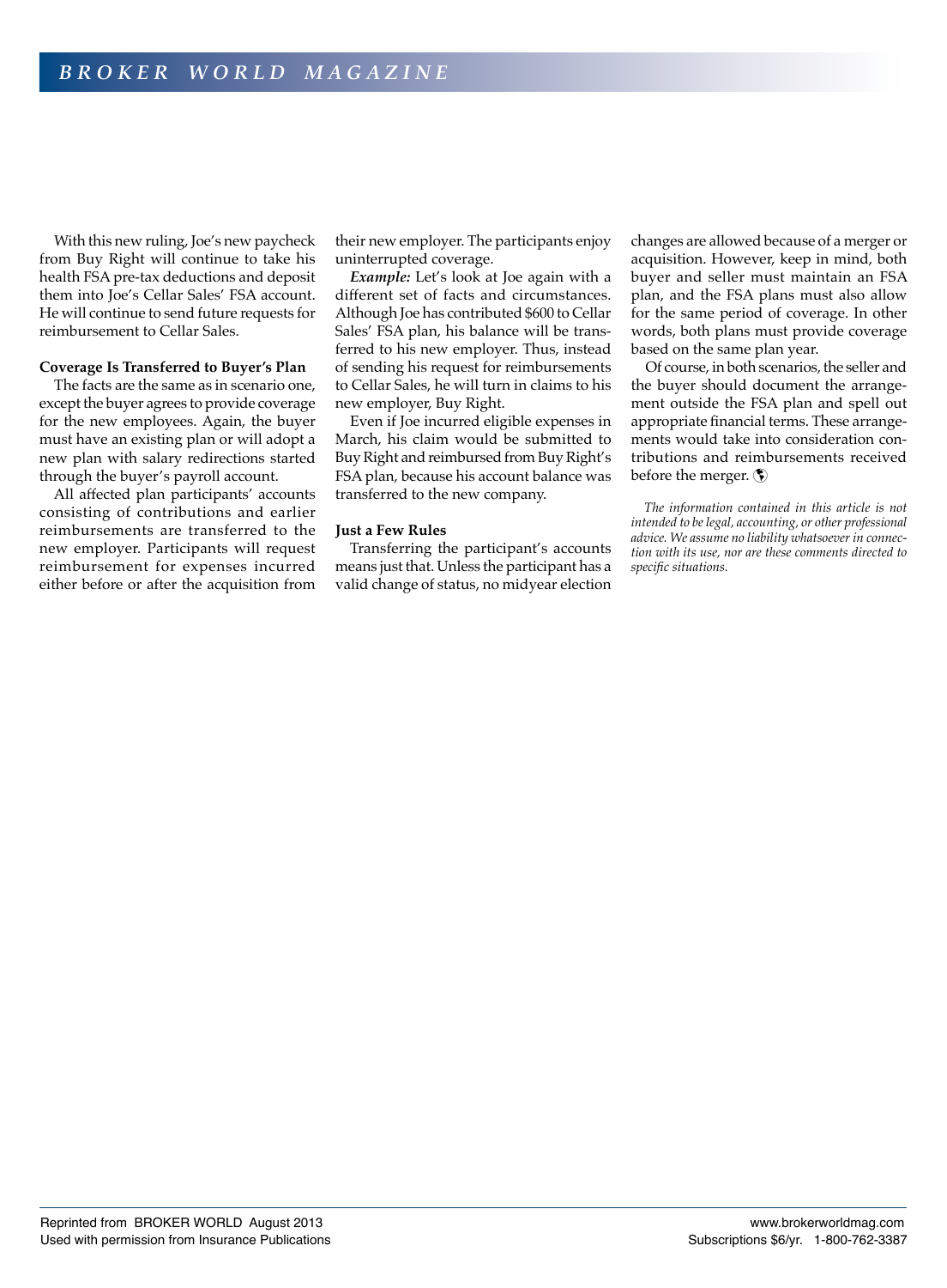With this new ruling, Joe's new paycheck from Buy Right will continue to take his health FSA pre-tax deductions and deposit them into Joe's Cellar Sales' FSA account. He will continue to send future requests for reimbursement to Cellar Sales.

**Coverage Is Transferred to Buyer's Plan**

The facts are the same as in scenario one, except the buyer agrees to provide coverage for the new employees. Again, the buyer must have an existing plan or will adopt a new plan with salary redirections started through the buyer's payroll account.

All affected plan participants' accounts consisting of contributions and earlier reimbursements are transferred to the new employer. Participants will request reimbursement for expenses incurred either before or after the acquisition from their new employer. The participants enjoy uninterrupted coverage.

***Example:*** Let's look at Joe again with a different set of facts and circumstances. Although Joe has contributed $600 to Cellar Sales' FSA plan, his balance will be transferred to his new employer. Thus, instead of sending his request for reimbursements to Cellar Sales, he will turn in claims to his new employer, Buy Right.

Even if Joe incurred eligible expenses in March, his claim would be submitted to Buy Right and reimbursed from Buy Right's FSA plan, because his account balance was transferred to the new company.

**Just a Few Rules**

Transferring the participant's accounts means just that. Unless the participant has a valid change of status, no midyear election changes are allowed because of a merger or acquisition. However, keep in mind, both buyer and seller must maintain an FSA plan, and the FSA plans must also allow for the same period of coverage. In other words, both plans must provide coverage based on the same plan year.

Of course, in both scenarios, the seller and the buyer should document the arrangement outside the FSA plan and spell out appropriate financial terms. These arrangements would take into consideration contributions and reimbursements received before the merger.

*The information contained in this article is not intended to be legal, accounting, or other professional advice. We assume no liability whatsoever in connection with its use, nor are these comments directed to specific situations.*

Reprinted from BROKER WORLD August 2013
Used with permission from Insurance Publications

www.brokerworldmag.com
Subscriptions $6/yr. 1-800-762-3387